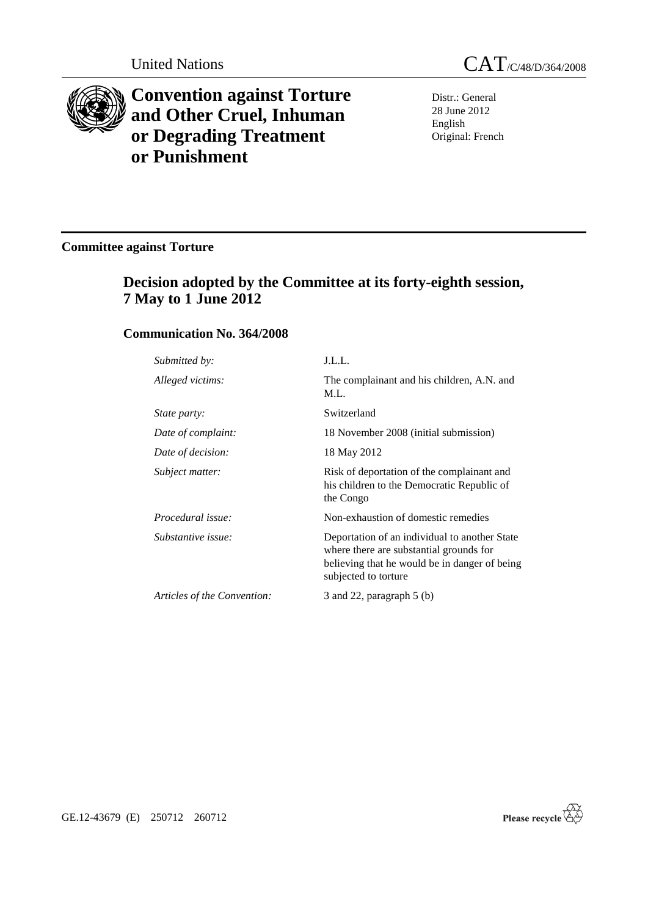United Nations

# CAT/C/48/D/364/2008

# Convention against Torture and Other Cruel, Inhuman or Degrading Treatment or Punishment

Distr.: General
28 June 2012
English
Original: French

## Committee against Torture

## Decision adopted by the Committee at its forty-eighth session, 7 May to 1 June 2012

### Communication No. 364/2008

| | |
|---|---|
| *Submitted by:* | J.L.L. |
| *Alleged victims:* | The complainant and his children, A.N. and M.L. |
| *State party:* | Switzerland |
| *Date of complaint:* | 18 November 2008 (initial submission) |
| *Date of decision:* | 18 May 2012 |
| *Subject matter:* | Risk of deportation of the complainant and his children to the Democratic Republic of the Congo |
| *Procedural issue:* | Non-exhaustion of domestic remedies |
| *Substantive issue:* | Deportation of an individual to another State where there are substantial grounds for believing that he would be in danger of being subjected to torture |
| *Articles of the Convention:* | 3 and 22, paragraph 5 (b) |

GE.12-43679 (E) 250712 260712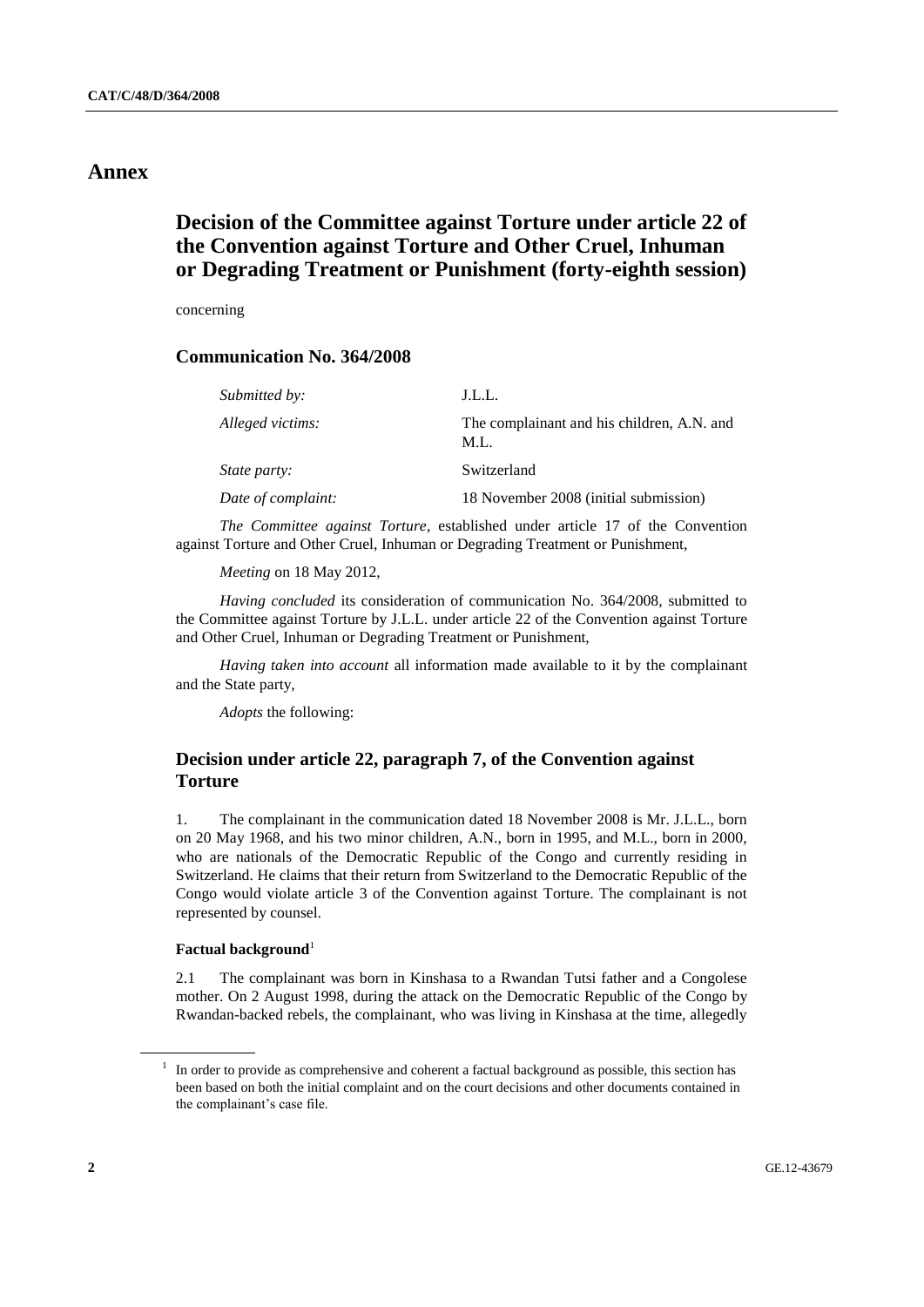# Annex

## Decision of the Committee against Torture under article 22 of the Convention against Torture and Other Cruel, Inhuman or Degrading Treatment or Punishment (forty-eighth session)

concerning

### Communication No. 364/2008

| | |
|---|---|
| *Submitted by:* | J.L.L. |
| *Alleged victims:* | The complainant and his children, A.N. and M.L. |
| *State party:* | Switzerland |
| *Date of complaint:* | 18 November 2008 (initial submission) |

*The Committee against Torture*, established under article 17 of the Convention against Torture and Other Cruel, Inhuman or Degrading Treatment or Punishment,

*Meeting* on 18 May 2012,

*Having concluded* its consideration of communication No. 364/2008, submitted to the Committee against Torture by J.L.L. under article 22 of the Convention against Torture and Other Cruel, Inhuman or Degrading Treatment or Punishment,

*Having taken into account* all information made available to it by the complainant and the State party,

*Adopts* the following:

### Decision under article 22, paragraph 7, of the Convention against Torture

1. The complainant in the communication dated 18 November 2008 is Mr. J.L.L., born on 20 May 1968, and his two minor children, A.N., born in 1995, and M.L., born in 2000, who are nationals of the Democratic Republic of the Congo and currently residing in Switzerland. He claims that their return from Switzerland to the Democratic Republic of the Congo would violate article 3 of the Convention against Torture. The complainant is not represented by counsel.

#### Factual background[1]

2.1 The complainant was born in Kinshasa to a Rwandan Tutsi father and a Congolese mother. On 2 August 1998, during the attack on the Democratic Republic of the Congo by Rwandan-backed rebels, the complainant, who was living in Kinshasa at the time, allegedly

[1] In order to provide as comprehensive and coherent a factual background as possible, this section has been based on both the initial complaint and on the court decisions and other documents contained in the complainant's case file.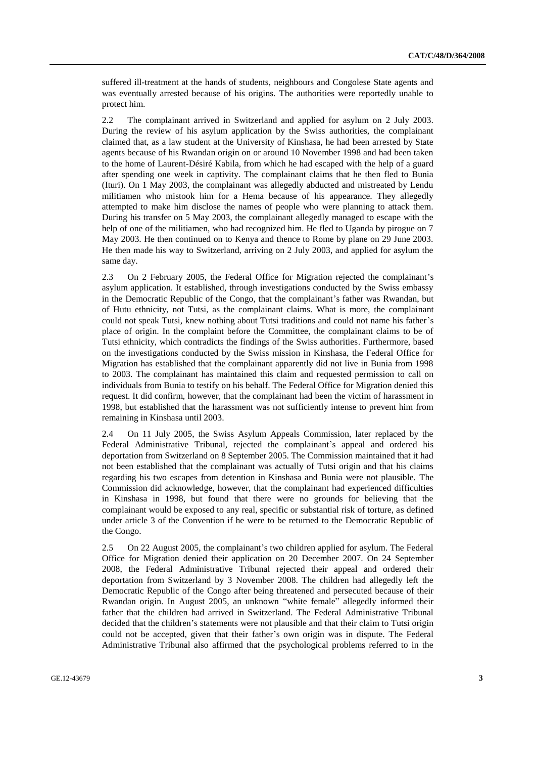suffered ill-treatment at the hands of students, neighbours and Congolese State agents and was eventually arrested because of his origins. The authorities were reportedly unable to protect him.

2.2 The complainant arrived in Switzerland and applied for asylum on 2 July 2003. During the review of his asylum application by the Swiss authorities, the complainant claimed that, as a law student at the University of Kinshasa, he had been arrested by State agents because of his Rwandan origin on or around 10 November 1998 and had been taken to the home of Laurent-Désiré Kabila, from which he had escaped with the help of a guard after spending one week in captivity. The complainant claims that he then fled to Bunia (Ituri). On 1 May 2003, the complainant was allegedly abducted and mistreated by Lendu militiamen who mistook him for a Hema because of his appearance. They allegedly attempted to make him disclose the names of people who were planning to attack them. During his transfer on 5 May 2003, the complainant allegedly managed to escape with the help of one of the militiamen, who had recognized him. He fled to Uganda by pirogue on 7 May 2003. He then continued on to Kenya and thence to Rome by plane on 29 June 2003. He then made his way to Switzerland, arriving on 2 July 2003, and applied for asylum the same day.

2.3 On 2 February 2005, the Federal Office for Migration rejected the complainant's asylum application. It established, through investigations conducted by the Swiss embassy in the Democratic Republic of the Congo, that the complainant's father was Rwandan, but of Hutu ethnicity, not Tutsi, as the complainant claims. What is more, the complainant could not speak Tutsi, knew nothing about Tutsi traditions and could not name his father's place of origin. In the complaint before the Committee, the complainant claims to be of Tutsi ethnicity, which contradicts the findings of the Swiss authorities. Furthermore, based on the investigations conducted by the Swiss mission in Kinshasa, the Federal Office for Migration has established that the complainant apparently did not live in Bunia from 1998 to 2003. The complainant has maintained this claim and requested permission to call on individuals from Bunia to testify on his behalf. The Federal Office for Migration denied this request. It did confirm, however, that the complainant had been the victim of harassment in 1998, but established that the harassment was not sufficiently intense to prevent him from remaining in Kinshasa until 2003.

2.4 On 11 July 2005, the Swiss Asylum Appeals Commission, later replaced by the Federal Administrative Tribunal, rejected the complainant's appeal and ordered his deportation from Switzerland on 8 September 2005. The Commission maintained that it had not been established that the complainant was actually of Tutsi origin and that his claims regarding his two escapes from detention in Kinshasa and Bunia were not plausible. The Commission did acknowledge, however, that the complainant had experienced difficulties in Kinshasa in 1998, but found that there were no grounds for believing that the complainant would be exposed to any real, specific or substantial risk of torture, as defined under article 3 of the Convention if he were to be returned to the Democratic Republic of the Congo.

2.5 On 22 August 2005, the complainant's two children applied for asylum. The Federal Office for Migration denied their application on 20 December 2007. On 24 September 2008, the Federal Administrative Tribunal rejected their appeal and ordered their deportation from Switzerland by 3 November 2008. The children had allegedly left the Democratic Republic of the Congo after being threatened and persecuted because of their Rwandan origin. In August 2005, an unknown "white female" allegedly informed their father that the children had arrived in Switzerland. The Federal Administrative Tribunal decided that the children's statements were not plausible and that their claim to Tutsi origin could not be accepted, given that their father's own origin was in dispute. The Federal Administrative Tribunal also affirmed that the psychological problems referred to in the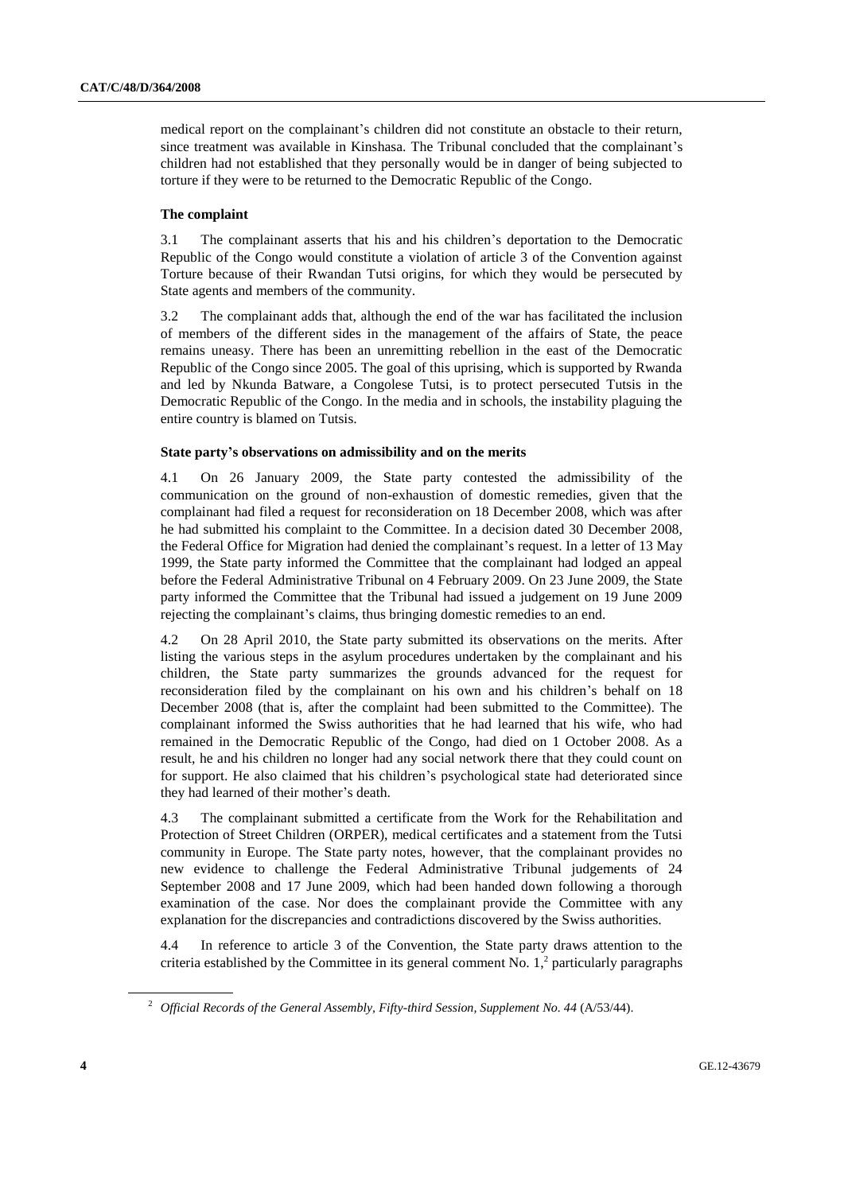medical report on the complainant's children did not constitute an obstacle to their return, since treatment was available in Kinshasa. The Tribunal concluded that the complainant's children had not established that they personally would be in danger of being subjected to torture if they were to be returned to the Democratic Republic of the Congo.

### The complaint

3.1 The complainant asserts that his and his children's deportation to the Democratic Republic of the Congo would constitute a violation of article 3 of the Convention against Torture because of their Rwandan Tutsi origins, for which they would be persecuted by State agents and members of the community.

3.2 The complainant adds that, although the end of the war has facilitated the inclusion of members of the different sides in the management of the affairs of State, the peace remains uneasy. There has been an unremitting rebellion in the east of the Democratic Republic of the Congo since 2005. The goal of this uprising, which is supported by Rwanda and led by Nkunda Batware, a Congolese Tutsi, is to protect persecuted Tutsis in the Democratic Republic of the Congo. In the media and in schools, the instability plaguing the entire country is blamed on Tutsis.

### State party's observations on admissibility and on the merits

4.1 On 26 January 2009, the State party contested the admissibility of the communication on the ground of non-exhaustion of domestic remedies, given that the complainant had filed a request for reconsideration on 18 December 2008, which was after he had submitted his complaint to the Committee. In a decision dated 30 December 2008, the Federal Office for Migration had denied the complainant's request. In a letter of 13 May 1999, the State party informed the Committee that the complainant had lodged an appeal before the Federal Administrative Tribunal on 4 February 2009. On 23 June 2009, the State party informed the Committee that the Tribunal had issued a judgement on 19 June 2009 rejecting the complainant's claims, thus bringing domestic remedies to an end.

4.2 On 28 April 2010, the State party submitted its observations on the merits. After listing the various steps in the asylum procedures undertaken by the complainant and his children, the State party summarizes the grounds advanced for the request for reconsideration filed by the complainant on his own and his children's behalf on 18 December 2008 (that is, after the complaint had been submitted to the Committee). The complainant informed the Swiss authorities that he had learned that his wife, who had remained in the Democratic Republic of the Congo, had died on 1 October 2008. As a result, he and his children no longer had any social network there that they could count on for support. He also claimed that his children's psychological state had deteriorated since they had learned of their mother's death.

4.3 The complainant submitted a certificate from the Work for the Rehabilitation and Protection of Street Children (ORPER), medical certificates and a statement from the Tutsi community in Europe. The State party notes, however, that the complainant provides no new evidence to challenge the Federal Administrative Tribunal judgements of 24 September 2008 and 17 June 2009, which had been handed down following a thorough examination of the case. Nor does the complainant provide the Committee with any explanation for the discrepancies and contradictions discovered by the Swiss authorities.

4.4 In reference to article 3 of the Convention, the State party draws attention to the criteria established by the Committee in its general comment No. 1,[2] particularly paragraphs

[2] *Official Records of the General Assembly, Fifty-third Session, Supplement No. 44* (A/53/44).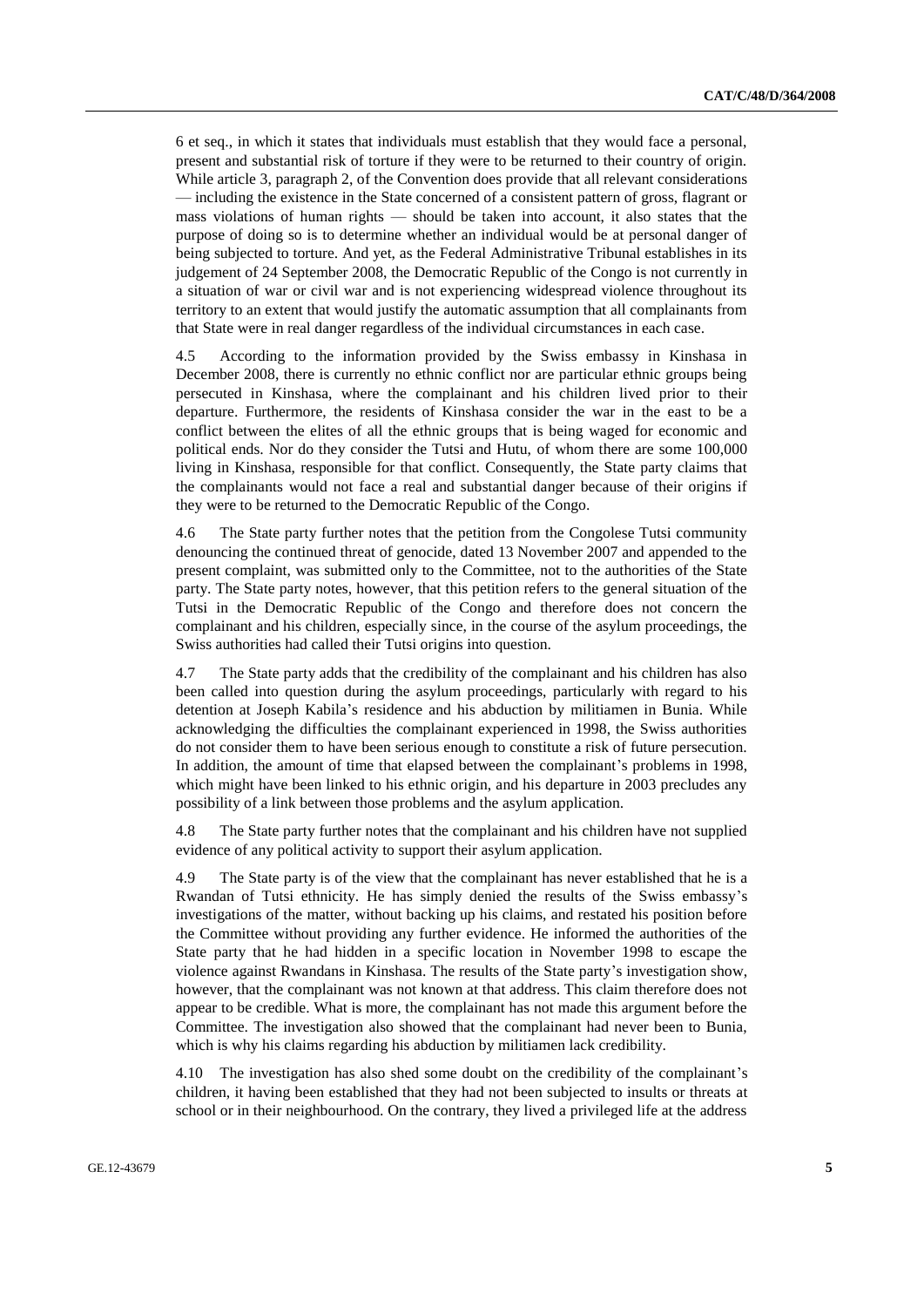6 et seq., in which it states that individuals must establish that they would face a personal, present and substantial risk of torture if they were to be returned to their country of origin. While article 3, paragraph 2, of the Convention does provide that all relevant considerations — including the existence in the State concerned of a consistent pattern of gross, flagrant or mass violations of human rights — should be taken into account, it also states that the purpose of doing so is to determine whether an individual would be at personal danger of being subjected to torture. And yet, as the Federal Administrative Tribunal establishes in its judgement of 24 September 2008, the Democratic Republic of the Congo is not currently in a situation of war or civil war and is not experiencing widespread violence throughout its territory to an extent that would justify the automatic assumption that all complainants from that State were in real danger regardless of the individual circumstances in each case.

4.5 According to the information provided by the Swiss embassy in Kinshasa in December 2008, there is currently no ethnic conflict nor are particular ethnic groups being persecuted in Kinshasa, where the complainant and his children lived prior to their departure. Furthermore, the residents of Kinshasa consider the war in the east to be a conflict between the elites of all the ethnic groups that is being waged for economic and political ends. Nor do they consider the Tutsi and Hutu, of whom there are some 100,000 living in Kinshasa, responsible for that conflict. Consequently, the State party claims that the complainants would not face a real and substantial danger because of their origins if they were to be returned to the Democratic Republic of the Congo.

4.6 The State party further notes that the petition from the Congolese Tutsi community denouncing the continued threat of genocide, dated 13 November 2007 and appended to the present complaint, was submitted only to the Committee, not to the authorities of the State party. The State party notes, however, that this petition refers to the general situation of the Tutsi in the Democratic Republic of the Congo and therefore does not concern the complainant and his children, especially since, in the course of the asylum proceedings, the Swiss authorities had called their Tutsi origins into question.

4.7 The State party adds that the credibility of the complainant and his children has also been called into question during the asylum proceedings, particularly with regard to his detention at Joseph Kabila's residence and his abduction by militiamen in Bunia. While acknowledging the difficulties the complainant experienced in 1998, the Swiss authorities do not consider them to have been serious enough to constitute a risk of future persecution. In addition, the amount of time that elapsed between the complainant's problems in 1998, which might have been linked to his ethnic origin, and his departure in 2003 precludes any possibility of a link between those problems and the asylum application.

4.8 The State party further notes that the complainant and his children have not supplied evidence of any political activity to support their asylum application.

4.9 The State party is of the view that the complainant has never established that he is a Rwandan of Tutsi ethnicity. He has simply denied the results of the Swiss embassy's investigations of the matter, without backing up his claims, and restated his position before the Committee without providing any further evidence. He informed the authorities of the State party that he had hidden in a specific location in November 1998 to escape the violence against Rwandans in Kinshasa. The results of the State party's investigation show, however, that the complainant was not known at that address. This claim therefore does not appear to be credible. What is more, the complainant has not made this argument before the Committee. The investigation also showed that the complainant had never been to Bunia, which is why his claims regarding his abduction by militiamen lack credibility.

4.10 The investigation has also shed some doubt on the credibility of the complainant's children, it having been established that they had not been subjected to insults or threats at school or in their neighbourhood. On the contrary, they lived a privileged life at the address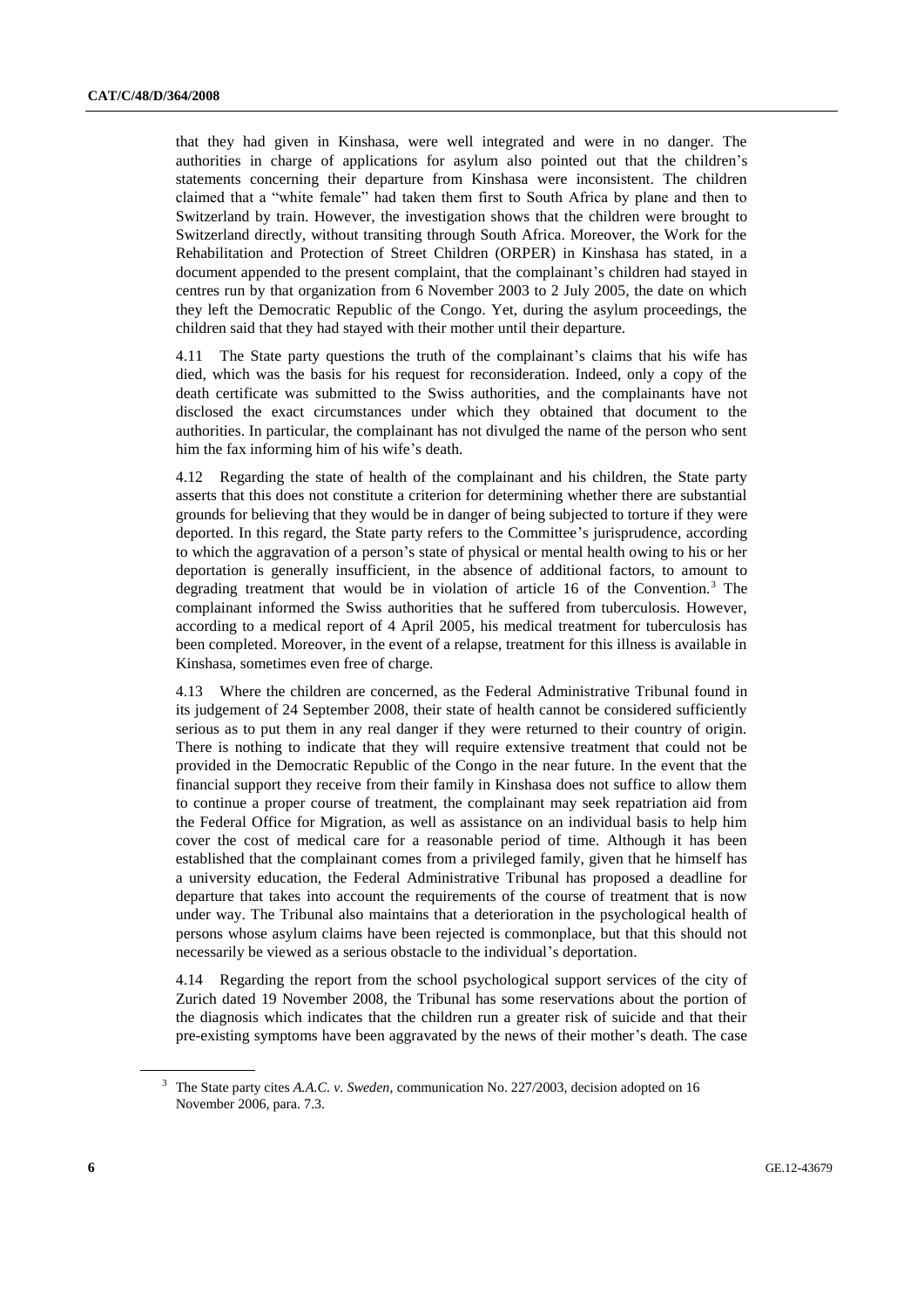that they had given in Kinshasa, were well integrated and were in no danger. The authorities in charge of applications for asylum also pointed out that the children's statements concerning their departure from Kinshasa were inconsistent. The children claimed that a "white female" had taken them first to South Africa by plane and then to Switzerland by train. However, the investigation shows that the children were brought to Switzerland directly, without transiting through South Africa. Moreover, the Work for the Rehabilitation and Protection of Street Children (ORPER) in Kinshasa has stated, in a document appended to the present complaint, that the complainant's children had stayed in centres run by that organization from 6 November 2003 to 2 July 2005, the date on which they left the Democratic Republic of the Congo. Yet, during the asylum proceedings, the children said that they had stayed with their mother until their departure.

4.11 The State party questions the truth of the complainant's claims that his wife has died, which was the basis for his request for reconsideration. Indeed, only a copy of the death certificate was submitted to the Swiss authorities, and the complainants have not disclosed the exact circumstances under which they obtained that document to the authorities. In particular, the complainant has not divulged the name of the person who sent him the fax informing him of his wife's death.

4.12 Regarding the state of health of the complainant and his children, the State party asserts that this does not constitute a criterion for determining whether there are substantial grounds for believing that they would be in danger of being subjected to torture if they were deported. In this regard, the State party refers to the Committee's jurisprudence, according to which the aggravation of a person's state of physical or mental health owing to his or her deportation is generally insufficient, in the absence of additional factors, to amount to degrading treatment that would be in violation of article 16 of the Convention.[3] The complainant informed the Swiss authorities that he suffered from tuberculosis. However, according to a medical report of 4 April 2005, his medical treatment for tuberculosis has been completed. Moreover, in the event of a relapse, treatment for this illness is available in Kinshasa, sometimes even free of charge.

4.13 Where the children are concerned, as the Federal Administrative Tribunal found in its judgement of 24 September 2008, their state of health cannot be considered sufficiently serious as to put them in any real danger if they were returned to their country of origin. There is nothing to indicate that they will require extensive treatment that could not be provided in the Democratic Republic of the Congo in the near future. In the event that the financial support they receive from their family in Kinshasa does not suffice to allow them to continue a proper course of treatment, the complainant may seek repatriation aid from the Federal Office for Migration, as well as assistance on an individual basis to help him cover the cost of medical care for a reasonable period of time. Although it has been established that the complainant comes from a privileged family, given that he himself has a university education, the Federal Administrative Tribunal has proposed a deadline for departure that takes into account the requirements of the course of treatment that is now under way. The Tribunal also maintains that a deterioration in the psychological health of persons whose asylum claims have been rejected is commonplace, but that this should not necessarily be viewed as a serious obstacle to the individual's deportation.

4.14 Regarding the report from the school psychological support services of the city of Zurich dated 19 November 2008, the Tribunal has some reservations about the portion of the diagnosis which indicates that the children run a greater risk of suicide and that their pre-existing symptoms have been aggravated by the news of their mother's death. The case

[3] The State party cites *A.A.C. v. Sweden*, communication No. 227/2003, decision adopted on 16 November 2006, para. 7.3.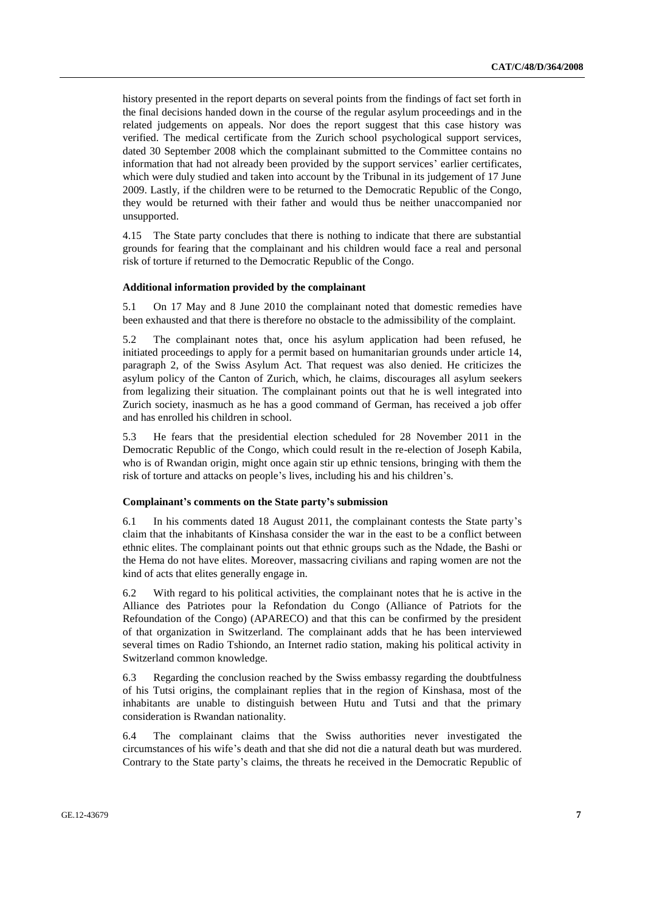history presented in the report departs on several points from the findings of fact set forth in the final decisions handed down in the course of the regular asylum proceedings and in the related judgements on appeals. Nor does the report suggest that this case history was verified. The medical certificate from the Zurich school psychological support services, dated 30 September 2008 which the complainant submitted to the Committee contains no information that had not already been provided by the support services' earlier certificates, which were duly studied and taken into account by the Tribunal in its judgement of 17 June 2009. Lastly, if the children were to be returned to the Democratic Republic of the Congo, they would be returned with their father and would thus be neither unaccompanied nor unsupported.

4.15 The State party concludes that there is nothing to indicate that there are substantial grounds for fearing that the complainant and his children would face a real and personal risk of torture if returned to the Democratic Republic of the Congo.

### Additional information provided by the complainant

5.1 On 17 May and 8 June 2010 the complainant noted that domestic remedies have been exhausted and that there is therefore no obstacle to the admissibility of the complaint.

5.2 The complainant notes that, once his asylum application had been refused, he initiated proceedings to apply for a permit based on humanitarian grounds under article 14, paragraph 2, of the Swiss Asylum Act. That request was also denied. He criticizes the asylum policy of the Canton of Zurich, which, he claims, discourages all asylum seekers from legalizing their situation. The complainant points out that he is well integrated into Zurich society, inasmuch as he has a good command of German, has received a job offer and has enrolled his children in school.

5.3 He fears that the presidential election scheduled for 28 November 2011 in the Democratic Republic of the Congo, which could result in the re-election of Joseph Kabila, who is of Rwandan origin, might once again stir up ethnic tensions, bringing with them the risk of torture and attacks on people's lives, including his and his children's.

### Complainant's comments on the State party's submission

6.1 In his comments dated 18 August 2011, the complainant contests the State party's claim that the inhabitants of Kinshasa consider the war in the east to be a conflict between ethnic elites. The complainant points out that ethnic groups such as the Ndade, the Bashi or the Hema do not have elites. Moreover, massacring civilians and raping women are not the kind of acts that elites generally engage in.

6.2 With regard to his political activities, the complainant notes that he is active in the Alliance des Patriotes pour la Refondation du Congo (Alliance of Patriots for the Refoundation of the Congo) (APARECO) and that this can be confirmed by the president of that organization in Switzerland. The complainant adds that he has been interviewed several times on Radio Tshiondo, an Internet radio station, making his political activity in Switzerland common knowledge.

6.3 Regarding the conclusion reached by the Swiss embassy regarding the doubtfulness of his Tutsi origins, the complainant replies that in the region of Kinshasa, most of the inhabitants are unable to distinguish between Hutu and Tutsi and that the primary consideration is Rwandan nationality.

6.4 The complainant claims that the Swiss authorities never investigated the circumstances of his wife's death and that she did not die a natural death but was murdered. Contrary to the State party's claims, the threats he received in the Democratic Republic of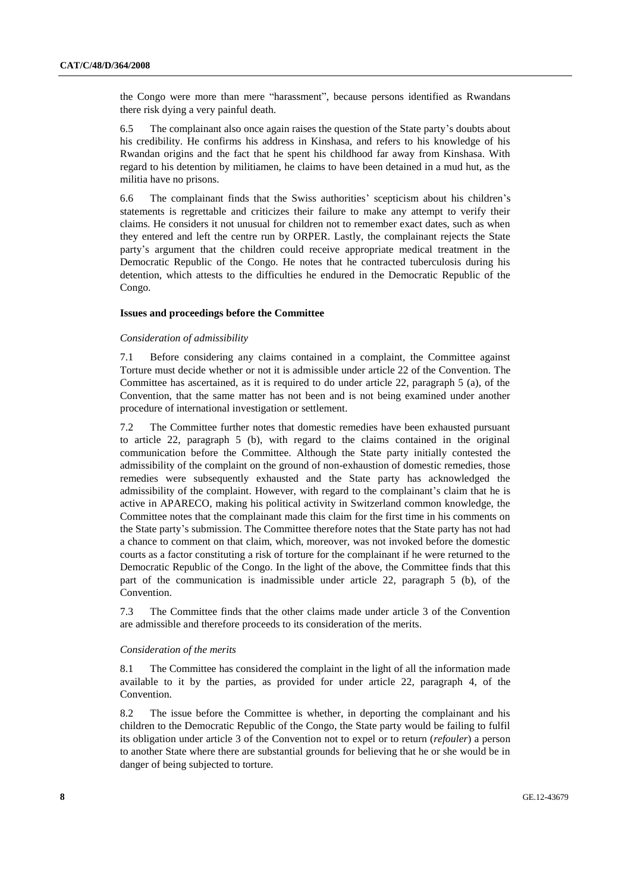the Congo were more than mere "harassment", because persons identified as Rwandans there risk dying a very painful death.

6.5 The complainant also once again raises the question of the State party's doubts about his credibility. He confirms his address in Kinshasa, and refers to his knowledge of his Rwandan origins and the fact that he spent his childhood far away from Kinshasa. With regard to his detention by militiamen, he claims to have been detained in a mud hut, as the militia have no prisons.

6.6 The complainant finds that the Swiss authorities' scepticism about his children's statements is regrettable and criticizes their failure to make any attempt to verify their claims. He considers it not unusual for children not to remember exact dates, such as when they entered and left the centre run by ORPER. Lastly, the complainant rejects the State party's argument that the children could receive appropriate medical treatment in the Democratic Republic of the Congo. He notes that he contracted tuberculosis during his detention, which attests to the difficulties he endured in the Democratic Republic of the Congo.

### Issues and proceedings before the Committee

*Consideration of admissibility*

7.1 Before considering any claims contained in a complaint, the Committee against Torture must decide whether or not it is admissible under article 22 of the Convention. The Committee has ascertained, as it is required to do under article 22, paragraph 5 (a), of the Convention, that the same matter has not been and is not being examined under another procedure of international investigation or settlement.

7.2 The Committee further notes that domestic remedies have been exhausted pursuant to article 22, paragraph 5 (b), with regard to the claims contained in the original communication before the Committee. Although the State party initially contested the admissibility of the complaint on the ground of non-exhaustion of domestic remedies, those remedies were subsequently exhausted and the State party has acknowledged the admissibility of the complaint. However, with regard to the complainant's claim that he is active in APARECO, making his political activity in Switzerland common knowledge, the Committee notes that the complainant made this claim for the first time in his comments on the State party's submission. The Committee therefore notes that the State party has not had a chance to comment on that claim, which, moreover, was not invoked before the domestic courts as a factor constituting a risk of torture for the complainant if he were returned to the Democratic Republic of the Congo. In the light of the above, the Committee finds that this part of the communication is inadmissible under article 22, paragraph 5 (b), of the Convention.

7.3 The Committee finds that the other claims made under article 3 of the Convention are admissible and therefore proceeds to its consideration of the merits.

*Consideration of the merits*

8.1 The Committee has considered the complaint in the light of all the information made available to it by the parties, as provided for under article 22, paragraph 4, of the Convention.

8.2 The issue before the Committee is whether, in deporting the complainant and his children to the Democratic Republic of the Congo, the State party would be failing to fulfil its obligation under article 3 of the Convention not to expel or to return (*refouler*) a person to another State where there are substantial grounds for believing that he or she would be in danger of being subjected to torture.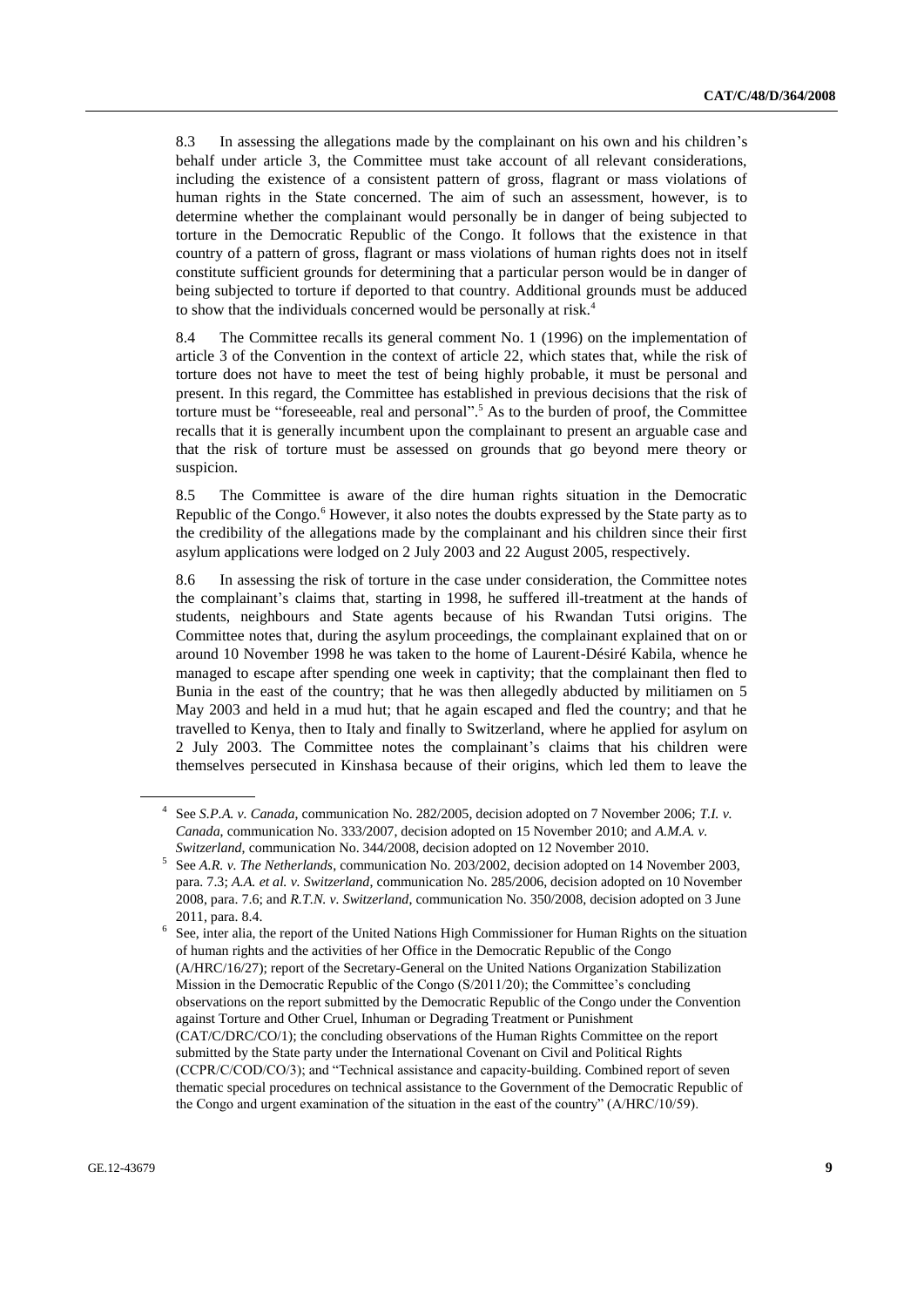8.3 In assessing the allegations made by the complainant on his own and his children's behalf under article 3, the Committee must take account of all relevant considerations, including the existence of a consistent pattern of gross, flagrant or mass violations of human rights in the State concerned. The aim of such an assessment, however, is to determine whether the complainant would personally be in danger of being subjected to torture in the Democratic Republic of the Congo. It follows that the existence in that country of a pattern of gross, flagrant or mass violations of human rights does not in itself constitute sufficient grounds for determining that a particular person would be in danger of being subjected to torture if deported to that country. Additional grounds must be adduced to show that the individuals concerned would be personally at risk.[4]

8.4 The Committee recalls its general comment No. 1 (1996) on the implementation of article 3 of the Convention in the context of article 22, which states that, while the risk of torture does not have to meet the test of being highly probable, it must be personal and present. In this regard, the Committee has established in previous decisions that the risk of torture must be "foreseeable, real and personal".[5] As to the burden of proof, the Committee recalls that it is generally incumbent upon the complainant to present an arguable case and that the risk of torture must be assessed on grounds that go beyond mere theory or suspicion.

8.5 The Committee is aware of the dire human rights situation in the Democratic Republic of the Congo.[6] However, it also notes the doubts expressed by the State party as to the credibility of the allegations made by the complainant and his children since their first asylum applications were lodged on 2 July 2003 and 22 August 2005, respectively.

8.6 In assessing the risk of torture in the case under consideration, the Committee notes the complainant's claims that, starting in 1998, he suffered ill-treatment at the hands of students, neighbours and State agents because of his Rwandan Tutsi origins. The Committee notes that, during the asylum proceedings, the complainant explained that on or around 10 November 1998 he was taken to the home of Laurent-Désiré Kabila, whence he managed to escape after spending one week in captivity; that the complainant then fled to Bunia in the east of the country; that he was then allegedly abducted by militiamen on 5 May 2003 and held in a mud hut; that he again escaped and fled the country; and that he travelled to Kenya, then to Italy and finally to Switzerland, where he applied for asylum on 2 July 2003. The Committee notes the complainant's claims that his children were themselves persecuted in Kinshasa because of their origins, which led them to leave the

---

[4] See *S.P.A. v. Canada*, communication No. 282/2005, decision adopted on 7 November 2006; *T.I. v. Canada*, communication No. 333/2007, decision adopted on 15 November 2010; and *A.M.A. v. Switzerland*, communication No. 344/2008, decision adopted on 12 November 2010.

[5] See *A.R. v. The Netherlands*, communication No. 203/2002, decision adopted on 14 November 2003, para. 7.3; *A.A. et al. v. Switzerland*, communication No. 285/2006, decision adopted on 10 November 2008, para. 7.6; and *R.T.N. v. Switzerland*, communication No. 350/2008, decision adopted on 3 June 2011, para. 8.4.

[6] See, inter alia, the report of the United Nations High Commissioner for Human Rights on the situation of human rights and the activities of her Office in the Democratic Republic of the Congo (A/HRC/16/27); report of the Secretary-General on the United Nations Organization Stabilization Mission in the Democratic Republic of the Congo (S/2011/20); the Committee's concluding observations on the report submitted by the Democratic Republic of the Congo under the Convention against Torture and Other Cruel, Inhuman or Degrading Treatment or Punishment (CAT/C/DRC/CO/1); the concluding observations of the Human Rights Committee on the report submitted by the State party under the International Covenant on Civil and Political Rights (CCPR/C/COD/CO/3); and "Technical assistance and capacity-building. Combined report of seven thematic special procedures on technical assistance to the Government of the Democratic Republic of the Congo and urgent examination of the situation in the east of the country" (A/HRC/10/59).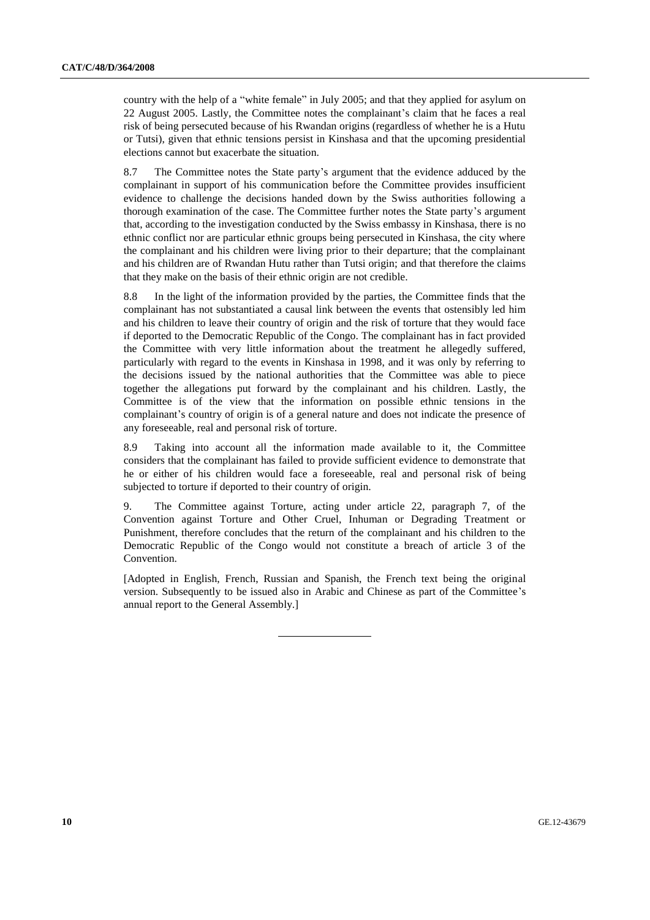country with the help of a "white female" in July 2005; and that they applied for asylum on 22 August 2005. Lastly, the Committee notes the complainant's claim that he faces a real risk of being persecuted because of his Rwandan origins (regardless of whether he is a Hutu or Tutsi), given that ethnic tensions persist in Kinshasa and that the upcoming presidential elections cannot but exacerbate the situation.

8.7 The Committee notes the State party's argument that the evidence adduced by the complainant in support of his communication before the Committee provides insufficient evidence to challenge the decisions handed down by the Swiss authorities following a thorough examination of the case. The Committee further notes the State party's argument that, according to the investigation conducted by the Swiss embassy in Kinshasa, there is no ethnic conflict nor are particular ethnic groups being persecuted in Kinshasa, the city where the complainant and his children were living prior to their departure; that the complainant and his children are of Rwandan Hutu rather than Tutsi origin; and that therefore the claims that they make on the basis of their ethnic origin are not credible.

8.8 In the light of the information provided by the parties, the Committee finds that the complainant has not substantiated a causal link between the events that ostensibly led him and his children to leave their country of origin and the risk of torture that they would face if deported to the Democratic Republic of the Congo. The complainant has in fact provided the Committee with very little information about the treatment he allegedly suffered, particularly with regard to the events in Kinshasa in 1998, and it was only by referring to the decisions issued by the national authorities that the Committee was able to piece together the allegations put forward by the complainant and his children. Lastly, the Committee is of the view that the information on possible ethnic tensions in the complainant's country of origin is of a general nature and does not indicate the presence of any foreseeable, real and personal risk of torture.

8.9 Taking into account all the information made available to it, the Committee considers that the complainant has failed to provide sufficient evidence to demonstrate that he or either of his children would face a foreseeable, real and personal risk of being subjected to torture if deported to their country of origin.

9. The Committee against Torture, acting under article 22, paragraph 7, of the Convention against Torture and Other Cruel, Inhuman or Degrading Treatment or Punishment, therefore concludes that the return of the complainant and his children to the Democratic Republic of the Congo would not constitute a breach of article 3 of the Convention.

[Adopted in English, French, Russian and Spanish, the French text being the original version. Subsequently to be issued also in Arabic and Chinese as part of the Committee's annual report to the General Assembly.]